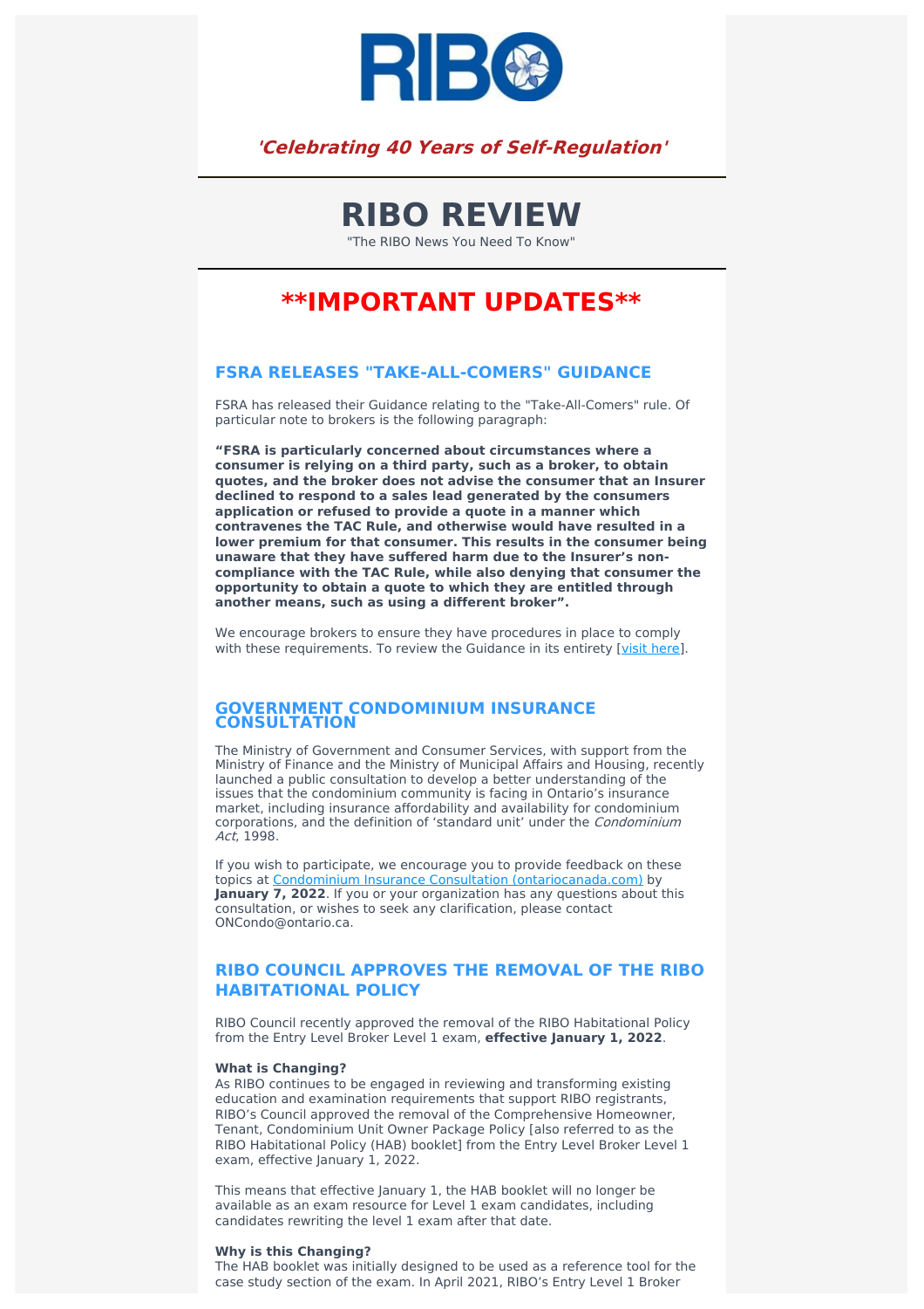*'Celebrating 40 Years of Self-Regulation'*

# RIBO REVIEW

"The RIBO News You Need To Know"

# **IMPORTANT UPDATES**

## FSRA RELEASES "TAKE-ALL-COMERS" GUIDANCE

FSRA has released their Guidance relating to the "Take-All-Comers" rule. Of particular note to brokers is the following paragraph:

**"FSRA is particularly concerned about circumstances where a consumer is relying on a third party, such as a broker, to obtain quotes, and the broker does not advise the consumer that an Insurer declined to respond to a sales lead generated by the consumers application or refused to provide a quote in a manner which contravenes the TAC Rule, and otherwise would have resulted in a lower premium for that consumer. This results in the consumer being unaware that they have suffered harm due to the Insurer's non-compliance with the TAC Rule, while also denying that consumer the opportunity to obtain a quote to which they are entitled through another means, such as using a different broker".**

We encourage brokers to ensure they have procedures in place to comply with these requirements. To review the Guidance in its entirety [visit here].

## GOVERNMENT CONDOMINIUM INSURANCE CONSULTATION

The Ministry of Government and Consumer Services, with support from the Ministry of Finance and the Ministry of Municipal Affairs and Housing, recently launched a public consultation to develop a better understanding of the issues that the condominium community is facing in Ontario's insurance market, including insurance affordability and availability for condominium corporations, and the definition of 'standard unit' under the *Condominium Act*, 1998.

If you wish to participate, we encourage you to provide feedback on these topics at Condominium Insurance Consultation (ontariocanada.com) by **January 7, 2022**. If you or your organization has any questions about this consultation, or wishes to seek any clarification, please contact ONCondo@ontario.ca.

## RIBO COUNCIL APPROVES THE REMOVAL OF THE RIBO HABITATIONAL POLICY

RIBO Council recently approved the removal of the RIBO Habitational Policy from the Entry Level Broker Level 1 exam, **effective January 1, 2022**.

**What is Changing?**
As RIBO continues to be engaged in reviewing and transforming existing education and examination requirements that support RIBO registrants, RIBO's Council approved the removal of the Comprehensive Homeowner, Tenant, Condominium Unit Owner Package Policy [also referred to as the RIBO Habitational Policy (HAB) booklet] from the Entry Level Broker Level 1 exam, effective January 1, 2022.

This means that effective January 1, the HAB booklet will no longer be available as an exam resource for Level 1 exam candidates, including candidates rewriting the level 1 exam after that date.

**Why is this Changing?**
The HAB booklet was initially designed to be used as a reference tool for the case study section of the exam. In April 2021, RIBO's Entry Level 1 Broker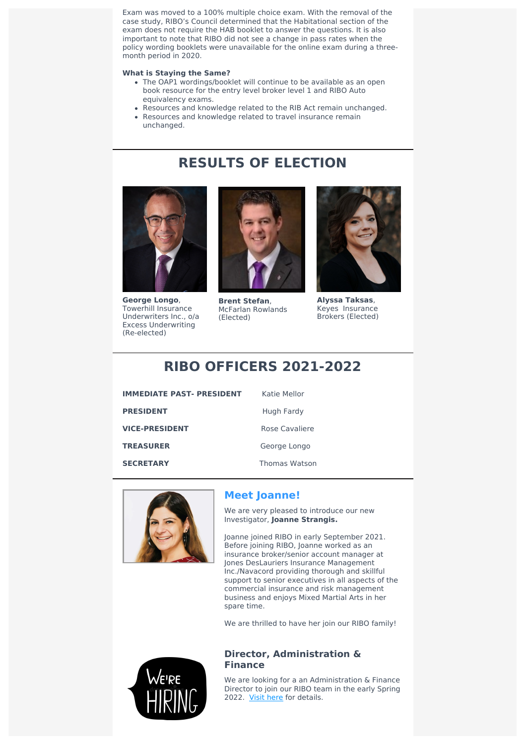Exam was moved to a 100% multiple choice exam. With the removal of the case study, RIBO's Council determined that the Habitational section of the exam does not require the HAB booklet to answer the questions. It is also important to note that RIBO did not see a change in pass rates when the policy wording booklets were unavailable for the online exam during a three-month period in 2020.

**What is Staying the Same?**

- The OAP1 wordings/booklet will continue to be available as an open book resource for the entry level broker level 1 and RIBO Auto equivalency exams.
- Resources and knowledge related to the RIB Act remain unchanged.
- Resources and knowledge related to travel insurance remain unchanged.

## RESULTS OF ELECTION

**George Longo**, Towerhill Insurance Underwriters Inc., o/a Excess Underwriting (Re-elected)

**Brent Stefan**, McFarlan Rowlands (Elected)

**Alyssa Taksas**, Keyes Insurance Brokers (Elected)

## RIBO OFFICERS 2021-2022

| | |
|---|---|
| **IMMEDIATE PAST- PRESIDENT** | Katie Mellor |
| **PRESIDENT** | Hugh Fardy |
| **VICE-PRESIDENT** | Rose Cavaliere |
| **TREASURER** | George Longo |
| **SECRETARY** | Thomas Watson |

### Meet Joanne!

We are very pleased to introduce our new Investigator, **Joanne Strangis.**

Joanne joined RIBO in early September 2021. Before joining RIBO, Joanne worked as an insurance broker/senior account manager at Jones DesLauriers Insurance Management Inc./Navacord providing thorough and skillful support to senior executives in all aspects of the commercial insurance and risk management business and enjoys Mixed Martial Arts in her spare time.

We are thrilled to have her join our RIBO family!

### Director, Administration & Finance

We are looking for a an Administration & Finance Director to join our RIBO team in the early Spring 2022. Visit here for details.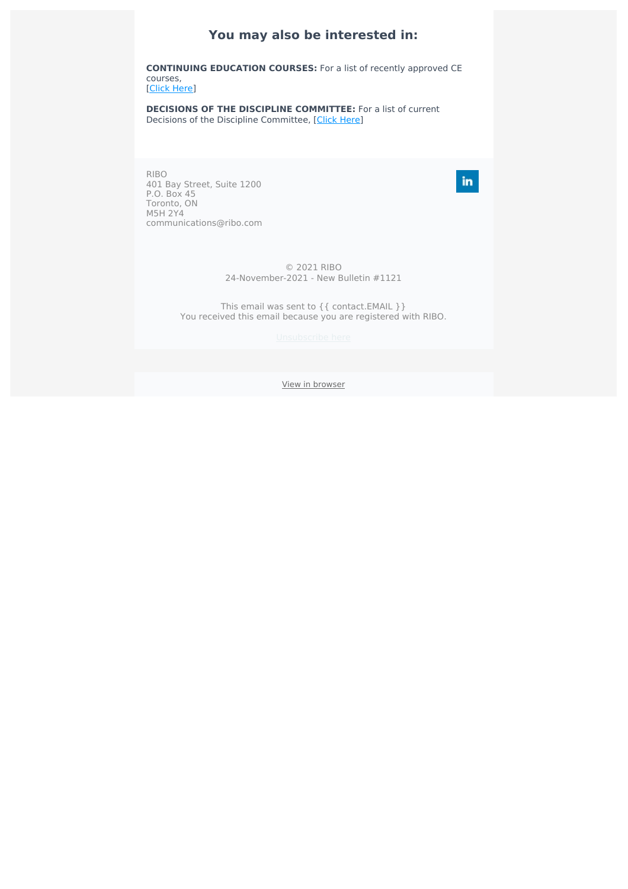## You may also be interested in:

**CONTINUING EDUCATION COURSES:** For a list of recently approved CE courses,
[Click Here]

**DECISIONS OF THE DISCIPLINE COMMITTEE:** For a list of current Decisions of the Discipline Committee, [Click Here]

RIBO
401 Bay Street, Suite 1200
P.O. Box 45
Toronto, ON
M5H 2Y4
communications@ribo.com

© 2021 RIBO
24-November-2021 - New Bulletin #1121

This email was sent to {{ contact.EMAIL }}
You received this email because you are registered with RIBO.

Unsubscribe here

View in browser